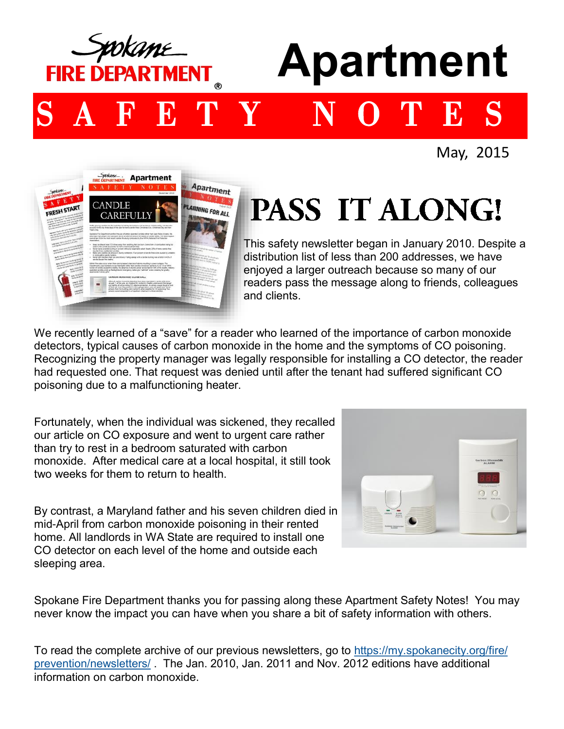# Spokane FIRE DEPARTMENT

# Apartment SAFETY NOTES

May, 2015

## PASS IT ALONG!

This safety newsletter began in January 2010. Despite a distribution list of less than 200 addresses, we have enjoyed a larger outreach because so many of our readers pass the message along to friends, colleagues and clients.

We recently learned of a "save" for a reader who learned of the importance of carbon monoxide detectors, typical causes of carbon monoxide in the home and the symptoms of CO poisoning. Recognizing the property manager was legally responsible for installing a CO detector, the reader had requested one. That request was denied until after the tenant had suffered significant CO poisoning due to a malfunctioning heater.

Fortunately, when the individual was sickened, they recalled our article on CO exposure and went to urgent care rather than try to rest in a bedroom saturated with carbon monoxide. After medical care at a local hospital, it still took two weeks for them to return to health.

By contrast, a Maryland father and his seven children died in mid-April from carbon monoxide poisoning in their rented home. All landlords in WA State are required to install one CO detector on each level of the home and outside each sleeping area.

Spokane Fire Department thanks you for passing along these Apartment Safety Notes! You may never know the impact you can have when you share a bit of safety information with others.

To read the complete archive of our previous newsletters, go to https://my.spokanecity.org/fire/prevention/newsletters/ . The Jan. 2010, Jan. 2011 and Nov. 2012 editions have additional information on carbon monoxide.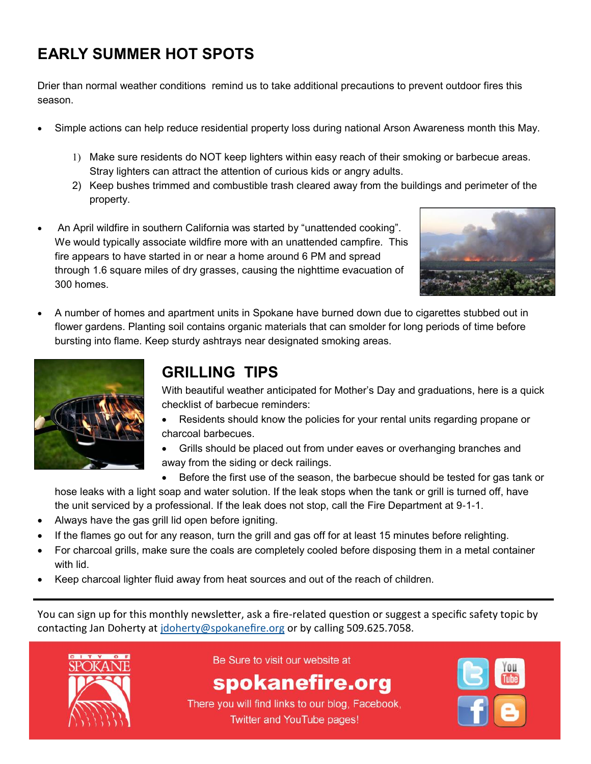## EARLY SUMMER HOT SPOTS

Drier than normal weather conditions remind us to take additional precautions to prevent outdoor fires this season.

- Simple actions can help reduce residential property loss during national Arson Awareness month this May.
    1) Make sure residents do NOT keep lighters within easy reach of their smoking or barbecue areas. Stray lighters can attract the attention of curious kids or angry adults.
    2) Keep bushes trimmed and combustible trash cleared away from the buildings and perimeter of the property.
- An April wildfire in southern California was started by "unattended cooking". We would typically associate wildfire more with an unattended campfire. This fire appears to have started in or near a home around 6 PM and spread through 1.6 square miles of dry grasses, causing the nighttime evacuation of 300 homes.
- A number of homes and apartment units in Spokane have burned down due to cigarettes stubbed out in flower gardens. Planting soil contains organic materials that can smolder for long periods of time before bursting into flame. Keep sturdy ashtrays near designated smoking areas.

## GRILLING TIPS

With beautiful weather anticipated for Mother's Day and graduations, here is a quick checklist of barbecue reminders:

- Residents should know the policies for your rental units regarding propane or charcoal barbecues.
- Grills should be placed out from under eaves or overhanging branches and away from the siding or deck railings.
- Before the first use of the season, the barbecue should be tested for gas tank or hose leaks with a light soap and water solution. If the leak stops when the tank or grill is turned off, have the unit serviced by a professional. If the leak does not stop, call the Fire Department at 9-1-1.
- Always have the gas grill lid open before igniting.
- If the flames go out for any reason, turn the grill and gas off for at least 15 minutes before relighting.
- For charcoal grills, make sure the coals are completely cooled before disposing them in a metal container with lid.
- Keep charcoal lighter fluid away from heat sources and out of the reach of children.

---

You can sign up for this monthly newsletter, ask a fire-related question or suggest a specific safety topic by contacting Jan Doherty at jdoherty@spokanefire.org or by calling 509.625.7058.

CITY OF SPOKANE

Be Sure to visit our website at

**spokanefire.org**

There you will find links to our blog, Facebook, Twitter and YouTube pages!